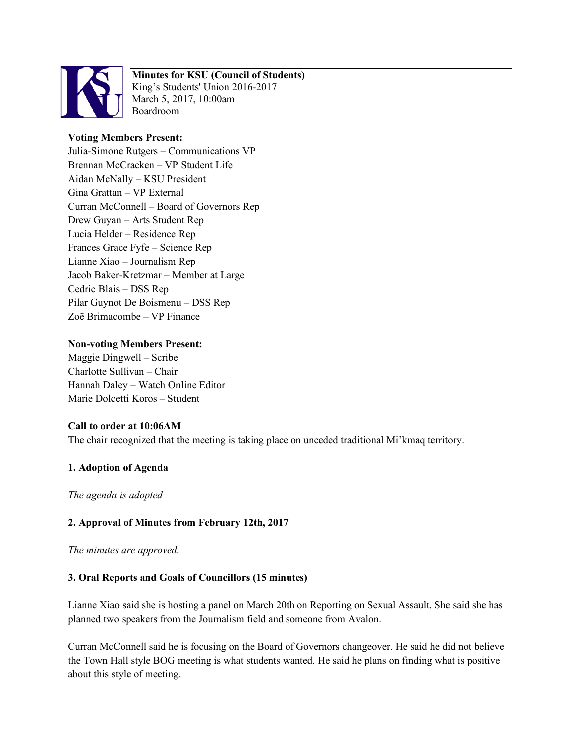**Minutes for KSU (Council of Students)**
King's Students' Union 2016-2017
March 5, 2017, 10:00am
Boardroom

**Voting Members Present:**
Julia-Simone Rutgers – Communications VP
Brennan McCracken – VP Student Life
Aidan McNally – KSU President
Gina Grattan – VP External
Curran McConnell – Board of Governors Rep
Drew Guyan – Arts Student Rep
Lucia Helder – Residence Rep
Frances Grace Fyfe – Science Rep
Lianne Xiao – Journalism Rep
Jacob Baker-Kretzmar – Member at Large
Cedric Blais – DSS Rep
Pilar Guynot De Boismenu – DSS Rep
Zoë Brimacombe – VP Finance

**Non-voting Members Present:**
Maggie Dingwell – Scribe
Charlotte Sullivan – Chair
Hannah Daley – Watch Online Editor
Marie Dolcetti Koros – Student

**Call to order at 10:06AM**
The chair recognized that the meeting is taking place on unceded traditional Mi'kmaq territory.

**1. Adoption of Agenda**

*The agenda is adopted*

**2. Approval of Minutes from February 12th, 2017**

*The minutes are approved.*

**3. Oral Reports and Goals of Councillors (15 minutes)**

Lianne Xiao said she is hosting a panel on March 20th on Reporting on Sexual Assault. She said she has planned two speakers from the Journalism field and someone from Avalon.

Curran McConnell said he is focusing on the Board of Governors changeover. He said he did not believe the Town Hall style BOG meeting is what students wanted. He said he plans on finding what is positive about this style of meeting.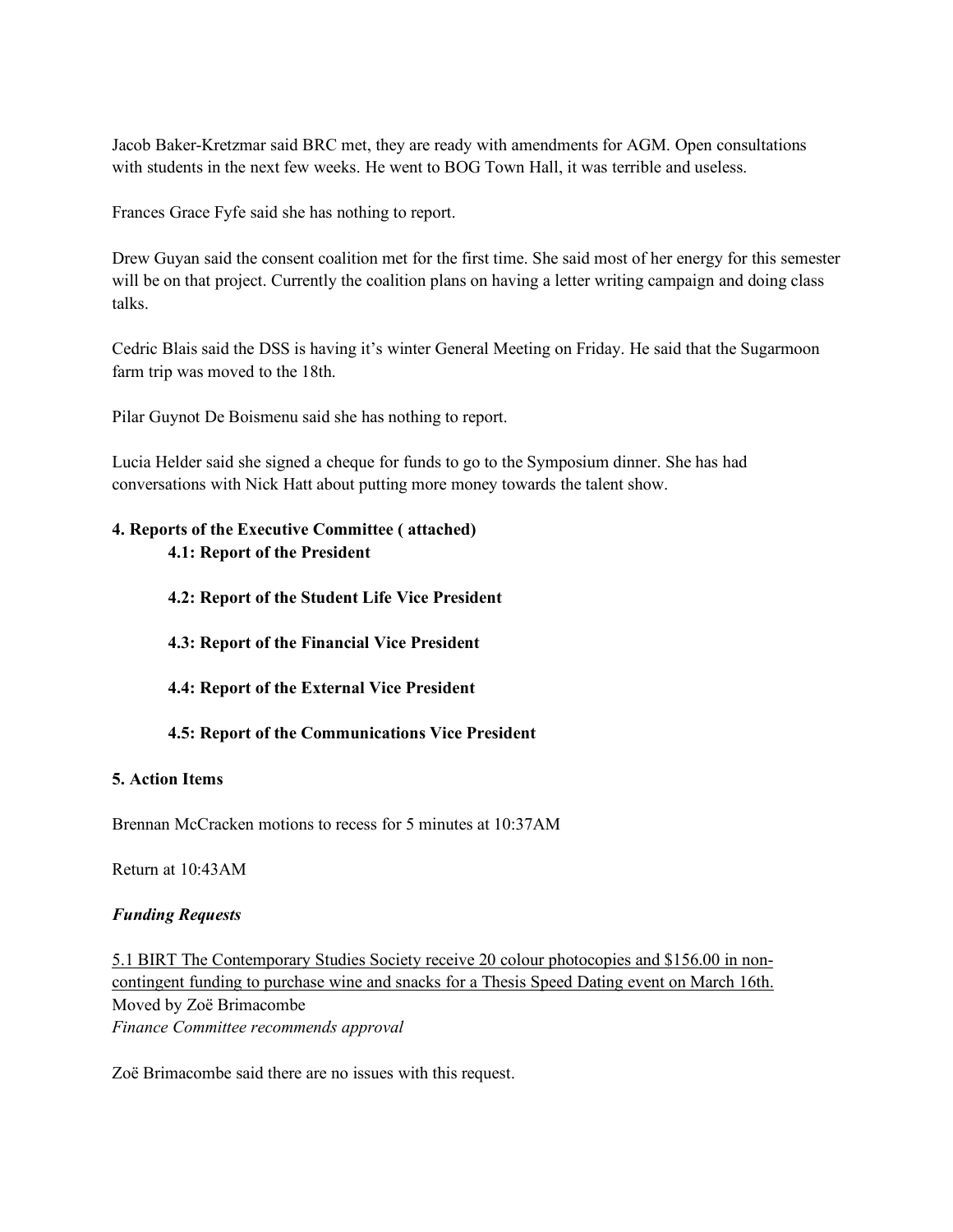Jacob Baker-Kretzmar said BRC met, they are ready with amendments for AGM. Open consultations with students in the next few weeks. He went to BOG Town Hall, it was terrible and useless.

Frances Grace Fyfe said she has nothing to report.

Drew Guyan said the consent coalition met for the first time. She said most of her energy for this semester will be on that project. Currently the coalition plans on having a letter writing campaign and doing class talks.

Cedric Blais said the DSS is having it's winter General Meeting on Friday. He said that the Sugarmoon farm trip was moved to the 18th.

Pilar Guynot De Boismenu said she has nothing to report.

Lucia Helder said she signed a cheque for funds to go to the Symposium dinner. She has had conversations with Nick Hatt about putting more money towards the talent show.

**4. Reports of the Executive Committee ( attached)**

**4.1: Report of the President**

**4.2: Report of the Student Life Vice President**

**4.3: Report of the Financial Vice President**

**4.4: Report of the External Vice President**

**4.5: Report of the Communications Vice President**

**5. Action Items**

Brennan McCracken motions to recess for 5 minutes at 10:37AM

Return at 10:43AM

***Funding Requests***

<u>5.1 BIRT The Contemporary Studies Society receive 20 colour photocopies and $156.00 in non-contingent funding to purchase wine and snacks for a Thesis Speed Dating event on March 16th.</u>
Moved by Zoë Brimacombe
*Finance Committee recommends approval*

Zoë Brimacombe said there are no issues with this request.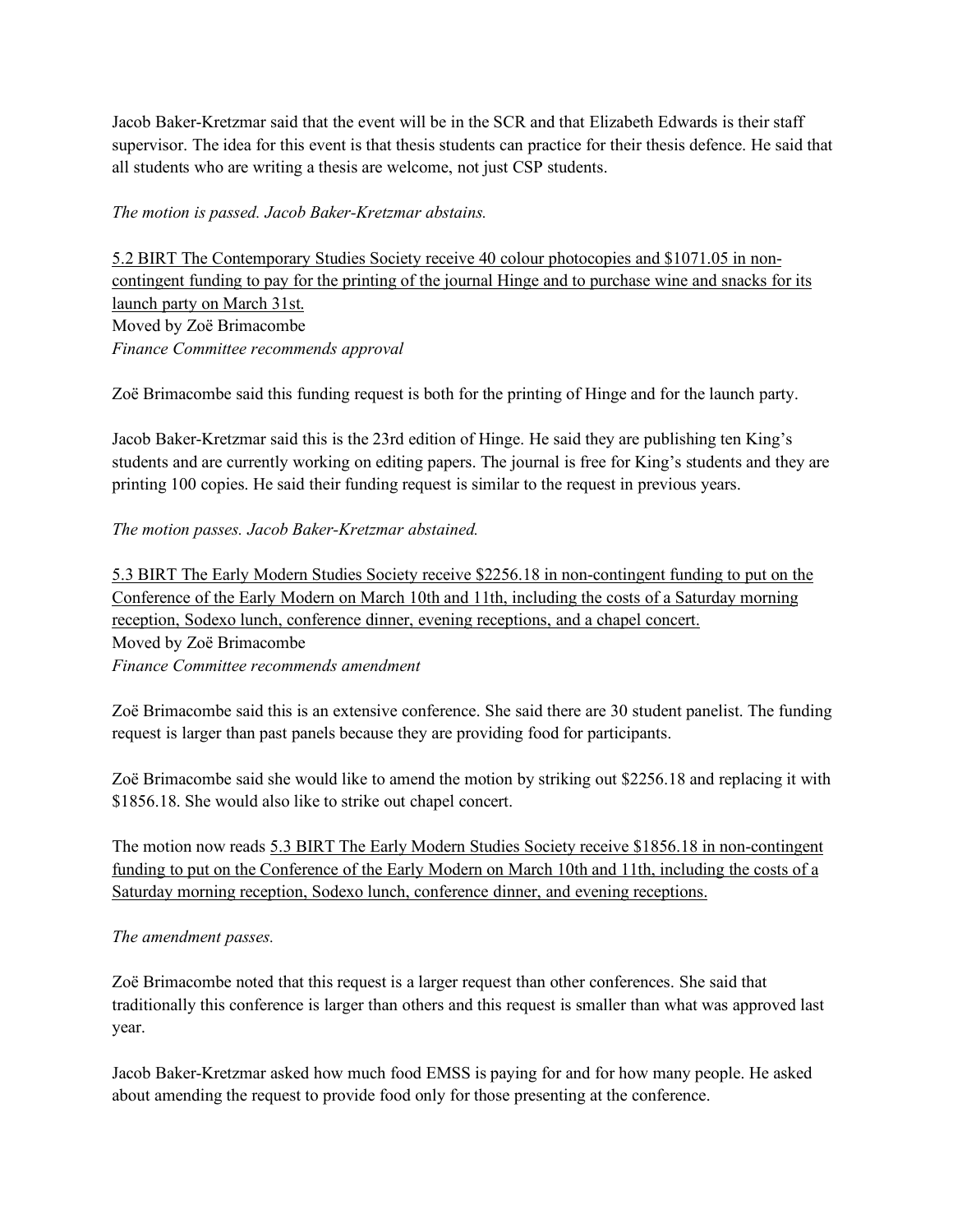Jacob Baker-Kretzmar said that the event will be in the SCR and that Elizabeth Edwards is their staff supervisor. The idea for this event is that thesis students can practice for their thesis defence. He said that all students who are writing a thesis are welcome, not just CSP students.

*The motion is passed. Jacob Baker-Kretzmar abstains.*

<u>5.2 BIRT The Contemporary Studies Society receive 40 colour photocopies and $1071.05 in non-contingent funding to pay for the printing of the journal Hinge and to purchase wine and snacks for its launch party on March 31st.</u>
Moved by Zoë Brimacombe
*Finance Committee recommends approval*

Zoë Brimacombe said this funding request is both for the printing of Hinge and for the launch party.

Jacob Baker-Kretzmar said this is the 23rd edition of Hinge. He said they are publishing ten King's students and are currently working on editing papers. The journal is free for King's students and they are printing 100 copies. He said their funding request is similar to the request in previous years.

*The motion passes. Jacob Baker-Kretzmar abstained.*

<u>5.3 BIRT The Early Modern Studies Society receive $2256.18 in non-contingent funding to put on the Conference of the Early Modern on March 10th and 11th, including the costs of a Saturday morning reception, Sodexo lunch, conference dinner, evening receptions, and a chapel concert.</u>
Moved by Zoë Brimacombe
*Finance Committee recommends amendment*

Zoë Brimacombe said this is an extensive conference. She said there are 30 student panelist. The funding request is larger than past panels because they are providing food for participants.

Zoë Brimacombe said she would like to amend the motion by striking out $2256.18 and replacing it with $1856.18. She would also like to strike out chapel concert.

The motion now reads <u>5.3 BIRT The Early Modern Studies Society receive $1856.18 in non-contingent funding to put on the Conference of the Early Modern on March 10th and 11th, including the costs of a Saturday morning reception, Sodexo lunch, conference dinner, and evening receptions.</u>

*The amendment passes.*

Zoë Brimacombe noted that this request is a larger request than other conferences. She said that traditionally this conference is larger than others and this request is smaller than what was approved last year.

Jacob Baker-Kretzmar asked how much food EMSS is paying for and for how many people. He asked about amending the request to provide food only for those presenting at the conference.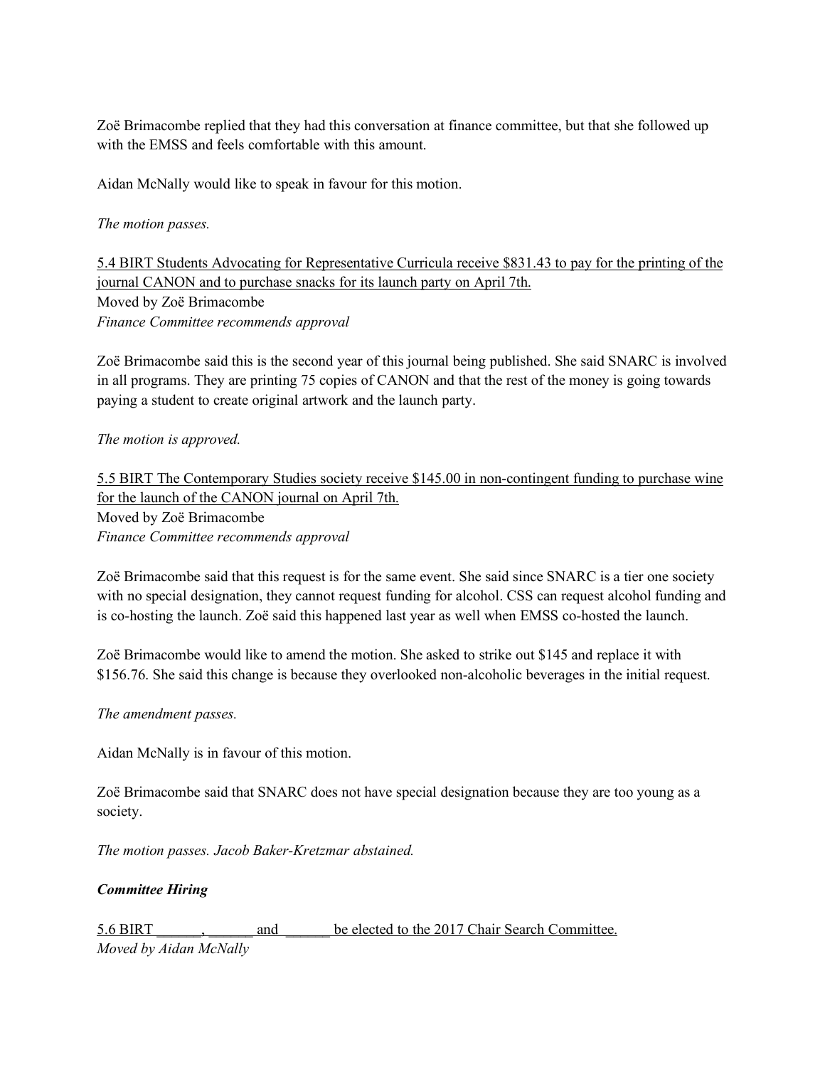Zoë Brimacombe replied that they had this conversation at finance committee, but that she followed up with the EMSS and feels comfortable with this amount.

Aidan McNally would like to speak in favour for this motion.

*The motion passes.*

<u>5.4 BIRT Students Advocating for Representative Curricula receive $831.43 to pay for the printing of the journal CANON and to purchase snacks for its launch party on April 7th.</u>
Moved by Zoë Brimacombe
*Finance Committee recommends approval*

Zoë Brimacombe said this is the second year of this journal being published. She said SNARC is involved in all programs. They are printing 75 copies of CANON and that the rest of the money is going towards paying a student to create original artwork and the launch party.

*The motion is approved.*

<u>5.5 BIRT The Contemporary Studies society receive $145.00 in non-contingent funding to purchase wine for the launch of the CANON journal on April 7th.</u>
Moved by Zoë Brimacombe
*Finance Committee recommends approval*

Zoë Brimacombe said that this request is for the same event. She said since SNARC is a tier one society with no special designation, they cannot request funding for alcohol. CSS can request alcohol funding and is co-hosting the launch. Zoë said this happened last year as well when EMSS co-hosted the launch.

Zoë Brimacombe would like to amend the motion. She asked to strike out $145 and replace it with $156.76. She said this change is because they overlooked non-alcoholic beverages in the initial request.

*The amendment passes.*

Aidan McNally is in favour of this motion.

Zoë Brimacombe said that SNARC does not have special designation because they are too young as a society.

*The motion passes. Jacob Baker-Kretzmar abstained.*

***Committee Hiring***

<u>5.6 BIRT ______, ______ and ______ be elected to the 2017 Chair Search Committee.</u>
*Moved by Aidan McNally*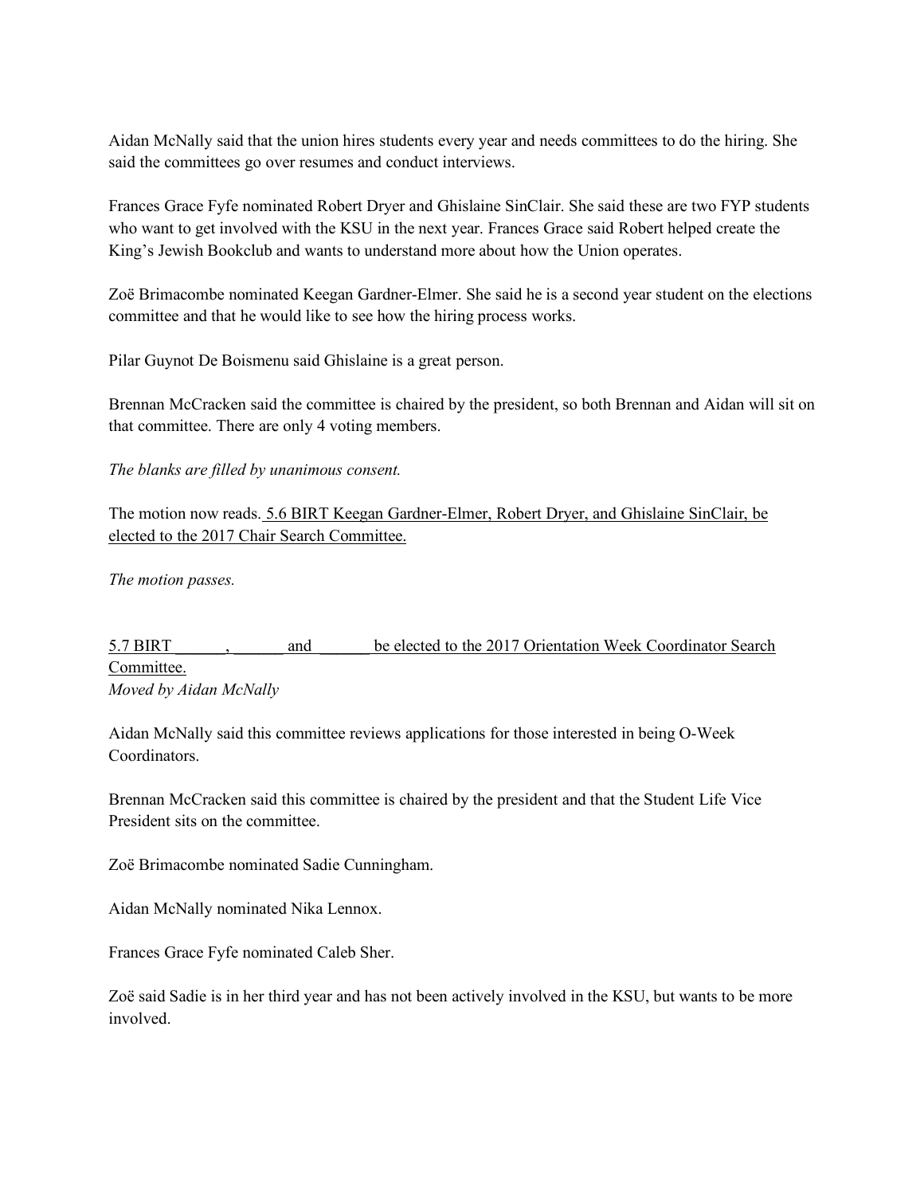Aidan McNally said that the union hires students every year and needs committees to do the hiring. She said the committees go over resumes and conduct interviews.

Frances Grace Fyfe nominated Robert Dryer and Ghislaine SinClair. She said these are two FYP students who want to get involved with the KSU in the next year. Frances Grace said Robert helped create the King's Jewish Bookclub and wants to understand more about how the Union operates.

Zoë Brimacombe nominated Keegan Gardner-Elmer. She said he is a second year student on the elections committee and that he would like to see how the hiring process works.

Pilar Guynot De Boismenu said Ghislaine is a great person.

Brennan McCracken said the committee is chaired by the president, so both Brennan and Aidan will sit on that committee. There are only 4 voting members.

*The blanks are filled by unanimous consent.*

The motion now reads. <u>5.6 BIRT Keegan Gardner-Elmer, Robert Dryer, and Ghislaine SinClair, be elected to the 2017 Chair Search Committee.</u>

*The motion passes.*

<u>5.7 BIRT ______, ______ and ______ be elected to the 2017 Orientation Week Coordinator Search Committee.</u>
*Moved by Aidan McNally*

Aidan McNally said this committee reviews applications for those interested in being O-Week Coordinators.

Brennan McCracken said this committee is chaired by the president and that the Student Life Vice President sits on the committee.

Zoë Brimacombe nominated Sadie Cunningham.

Aidan McNally nominated Nika Lennox.

Frances Grace Fyfe nominated Caleb Sher.

Zoë said Sadie is in her third year and has not been actively involved in the KSU, but wants to be more involved.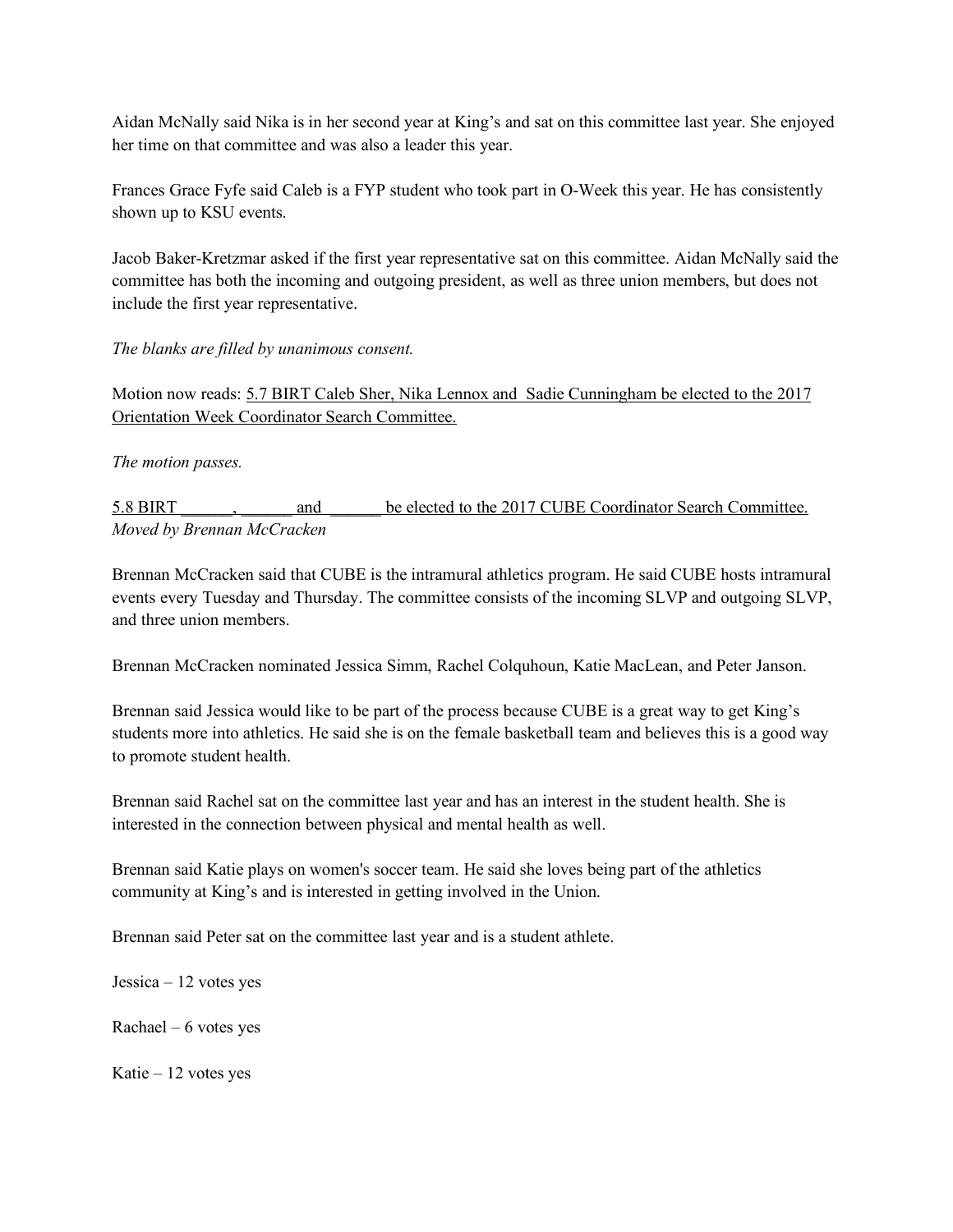Aidan McNally said Nika is in her second year at King's and sat on this committee last year. She enjoyed her time on that committee and was also a leader this year.

Frances Grace Fyfe said Caleb is a FYP student who took part in O-Week this year. He has consistently shown up to KSU events.

Jacob Baker-Kretzmar asked if the first year representative sat on this committee. Aidan McNally said the committee has both the incoming and outgoing president, as well as three union members, but does not include the first year representative.

*The blanks are filled by unanimous consent.*

Motion now reads: <u>5.7 BIRT Caleb Sher, Nika Lennox and Sadie Cunningham be elected to the 2017 Orientation Week Coordinator Search Committee.</u>

*The motion passes.*

<u>5.8 BIRT ______, ______ and ______ be elected to the 2017 CUBE Coordinator Search Committee.</u>
*Moved by Brennan McCracken*

Brennan McCracken said that CUBE is the intramural athletics program. He said CUBE hosts intramural events every Tuesday and Thursday. The committee consists of the incoming SLVP and outgoing SLVP, and three union members.

Brennan McCracken nominated Jessica Simm, Rachel Colquhoun, Katie MacLean, and Peter Janson.

Brennan said Jessica would like to be part of the process because CUBE is a great way to get King's students more into athletics. He said she is on the female basketball team and believes this is a good way to promote student health.

Brennan said Rachel sat on the committee last year and has an interest in the student health. She is interested in the connection between physical and mental health as well.

Brennan said Katie plays on women's soccer team. He said she loves being part of the athletics community at King's and is interested in getting involved in the Union.

Brennan said Peter sat on the committee last year and is a student athlete.

Jessica – 12 votes yes

Rachael – 6 votes yes

Katie – 12 votes yes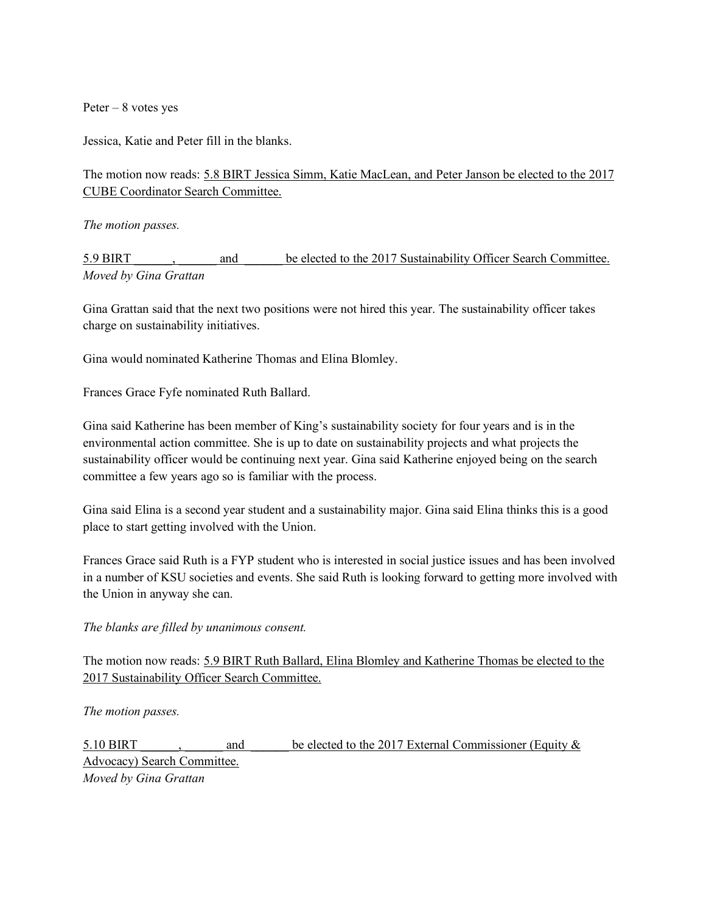Peter – 8 votes yes

Jessica, Katie and Peter fill in the blanks.

The motion now reads: <u>5.8 BIRT Jessica Simm, Katie MacLean, and Peter Janson be elected to the 2017 CUBE Coordinator Search Committee.</u>

*The motion passes.*

<u>5.9 BIRT ______, ______ and ______ be elected to the 2017 Sustainability Officer Search Committee.</u>
*Moved by Gina Grattan*

Gina Grattan said that the next two positions were not hired this year. The sustainability officer takes charge on sustainability initiatives.

Gina would nominated Katherine Thomas and Elina Blomley.

Frances Grace Fyfe nominated Ruth Ballard.

Gina said Katherine has been member of King's sustainability society for four years and is in the environmental action committee. She is up to date on sustainability projects and what projects the sustainability officer would be continuing next year. Gina said Katherine enjoyed being on the search committee a few years ago so is familiar with the process.

Gina said Elina is a second year student and a sustainability major. Gina said Elina thinks this is a good place to start getting involved with the Union.

Frances Grace said Ruth is a FYP student who is interested in social justice issues and has been involved in a number of KSU societies and events. She said Ruth is looking forward to getting more involved with the Union in anyway she can.

*The blanks are filled by unanimous consent.*

The motion now reads: <u>5.9 BIRT Ruth Ballard, Elina Blomley and Katherine Thomas be elected to the 2017 Sustainability Officer Search Committee.</u>

*The motion passes.*

<u>5.10 BIRT ______, ______ and ______ be elected to the 2017 External Commissioner (Equity & Advocacy) Search Committee.</u>
*Moved by Gina Grattan*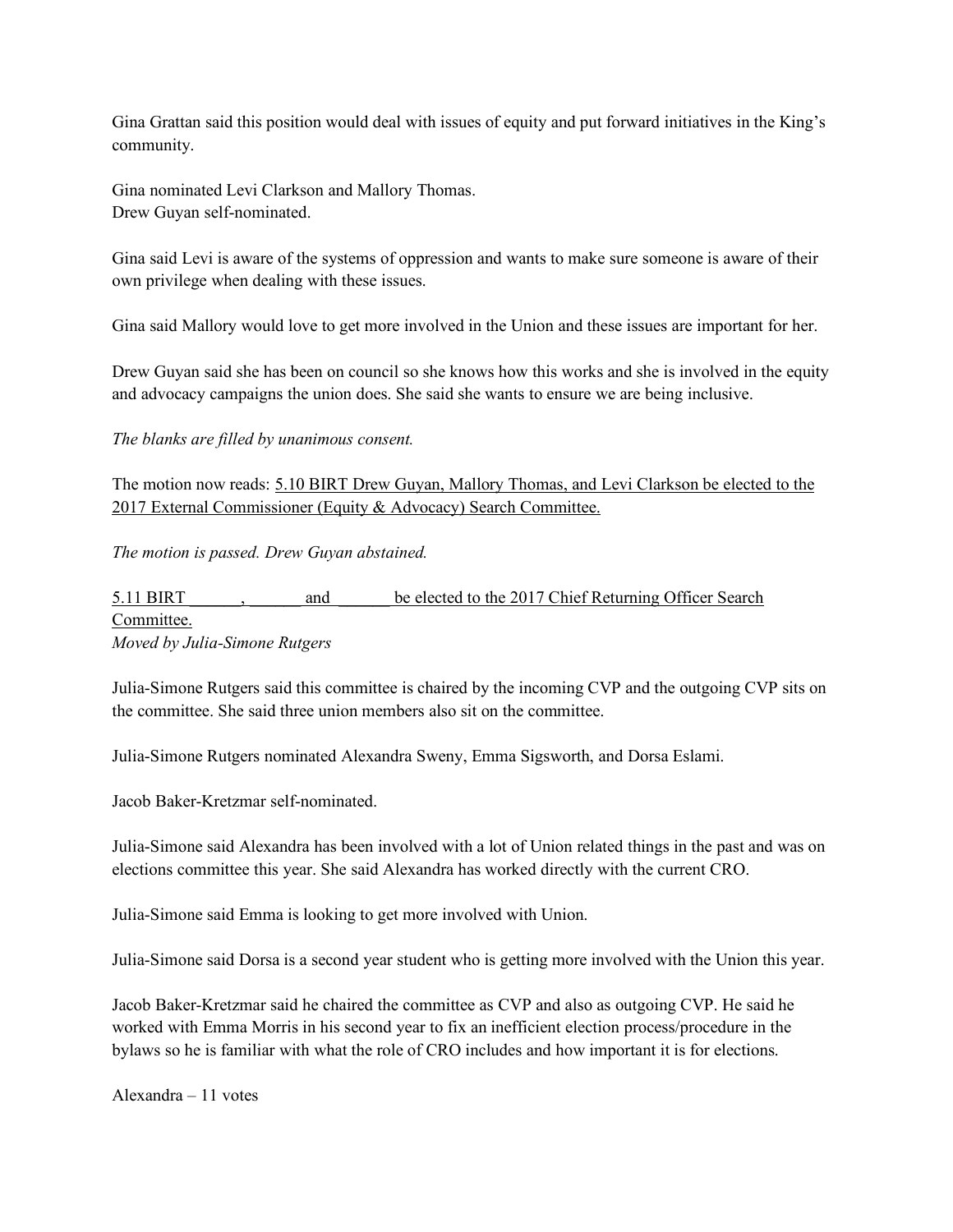Gina Grattan said this position would deal with issues of equity and put forward initiatives in the King's community.

Gina nominated Levi Clarkson and Mallory Thomas.
Drew Guyan self-nominated.

Gina said Levi is aware of the systems of oppression and wants to make sure someone is aware of their own privilege when dealing with these issues.

Gina said Mallory would love to get more involved in the Union and these issues are important for her.

Drew Guyan said she has been on council so she knows how this works and she is involved in the equity and advocacy campaigns the union does. She said she wants to ensure we are being inclusive.

*The blanks are filled by unanimous consent.*

The motion now reads: <u>5.10 BIRT Drew Guyan, Mallory Thomas, and Levi Clarkson be elected to the 2017 External Commissioner (Equity & Advocacy) Search Committee.</u>

*The motion is passed. Drew Guyan abstained.*

<u>5.11 BIRT ______, ______ and ______ be elected to the 2017 Chief Returning Officer Search Committee.</u>
*Moved by Julia-Simone Rutgers*

Julia-Simone Rutgers said this committee is chaired by the incoming CVP and the outgoing CVP sits on the committee. She said three union members also sit on the committee.

Julia-Simone Rutgers nominated Alexandra Sweny, Emma Sigsworth, and Dorsa Eslami.

Jacob Baker-Kretzmar self-nominated.

Julia-Simone said Alexandra has been involved with a lot of Union related things in the past and was on elections committee this year. She said Alexandra has worked directly with the current CRO.

Julia-Simone said Emma is looking to get more involved with Union.

Julia-Simone said Dorsa is a second year student who is getting more involved with the Union this year.

Jacob Baker-Kretzmar said he chaired the committee as CVP and also as outgoing CVP. He said he worked with Emma Morris in his second year to fix an inefficient election process/procedure in the bylaws so he is familiar with what the role of CRO includes and how important it is for elections.

Alexandra – 11 votes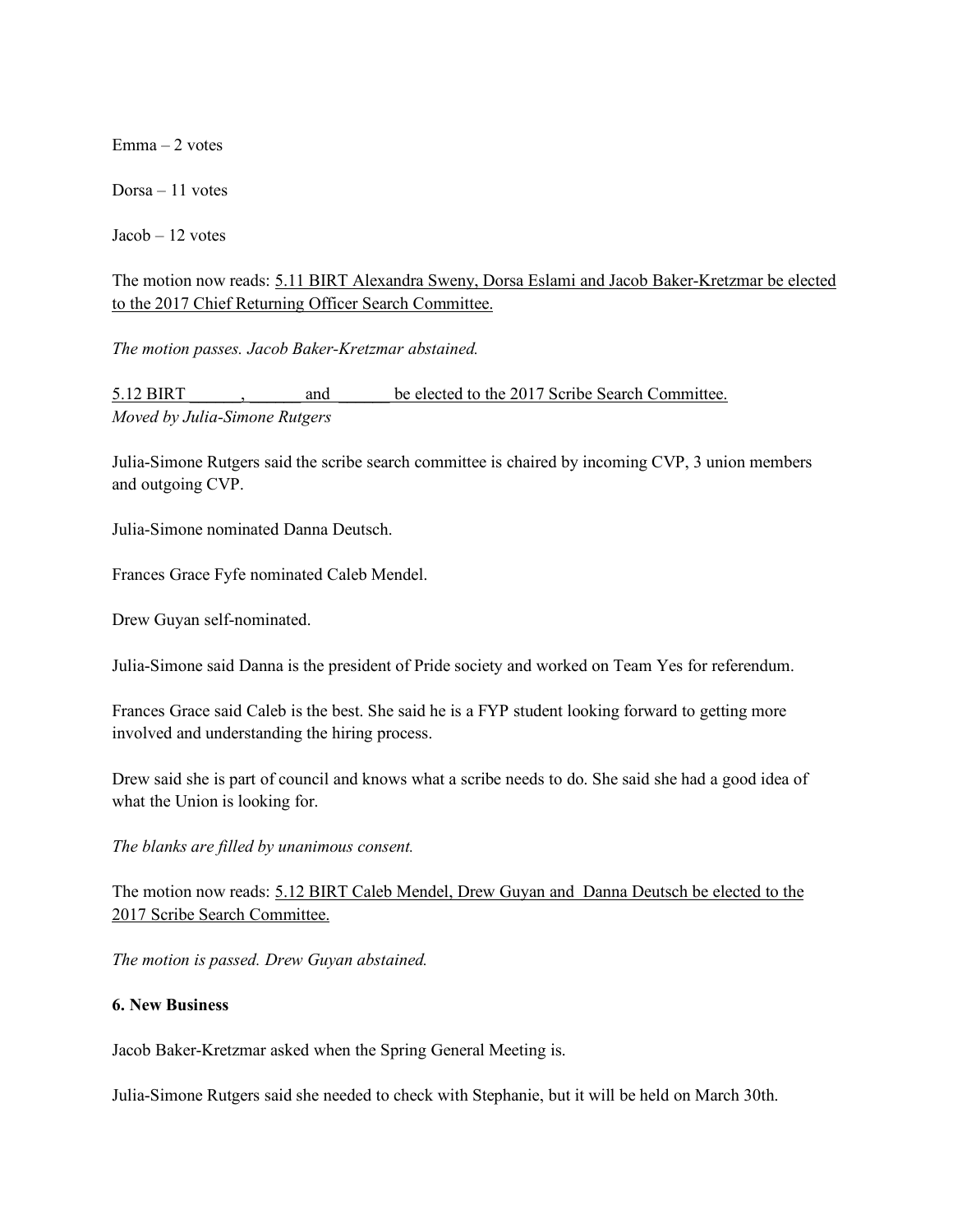Emma – 2 votes

Dorsa – 11 votes

Jacob – 12 votes

The motion now reads: <u>5.11 BIRT Alexandra Sweny, Dorsa Eslami and Jacob Baker-Kretzmar be elected to the 2017 Chief Returning Officer Search Committee.</u>

*The motion passes. Jacob Baker-Kretzmar abstained.*

<u>5.12 BIRT______, ______ and ______ be elected to the 2017 Scribe Search Committee.</u>
*Moved by Julia-Simone Rutgers*

Julia-Simone Rutgers said the scribe search committee is chaired by incoming CVP, 3 union members and outgoing CVP.

Julia-Simone nominated Danna Deutsch.

Frances Grace Fyfe nominated Caleb Mendel.

Drew Guyan self-nominated.

Julia-Simone said Danna is the president of Pride society and worked on Team Yes for referendum.

Frances Grace said Caleb is the best. She said he is a FYP student looking forward to getting more involved and understanding the hiring process.

Drew said she is part of council and knows what a scribe needs to do. She said she had a good idea of what the Union is looking for.

*The blanks are filled by unanimous consent.*

The motion now reads: <u>5.12 BIRT Caleb Mendel, Drew Guyan and Danna Deutsch be elected to the 2017 Scribe Search Committee.</u>

*The motion is passed. Drew Guyan abstained.*

**6. New Business**

Jacob Baker-Kretzmar asked when the Spring General Meeting is.

Julia-Simone Rutgers said she needed to check with Stephanie, but it will be held on March 30th.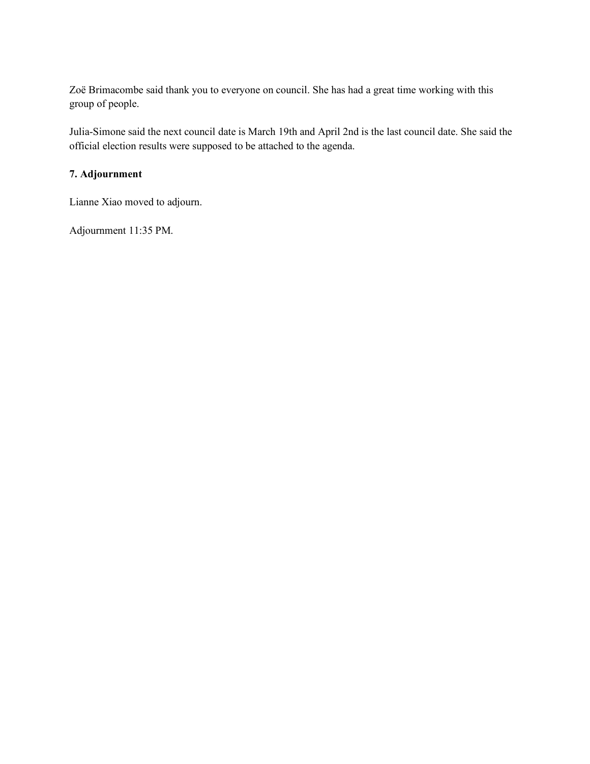Zoë Brimacombe said thank you to everyone on council. She has had a great time working with this group of people.

Julia-Simone said the next council date is March 19th and April 2nd is the last council date. She said the official election results were supposed to be attached to the agenda.

**7. Adjournment**

Lianne Xiao moved to adjourn.

Adjournment 11:35 PM.